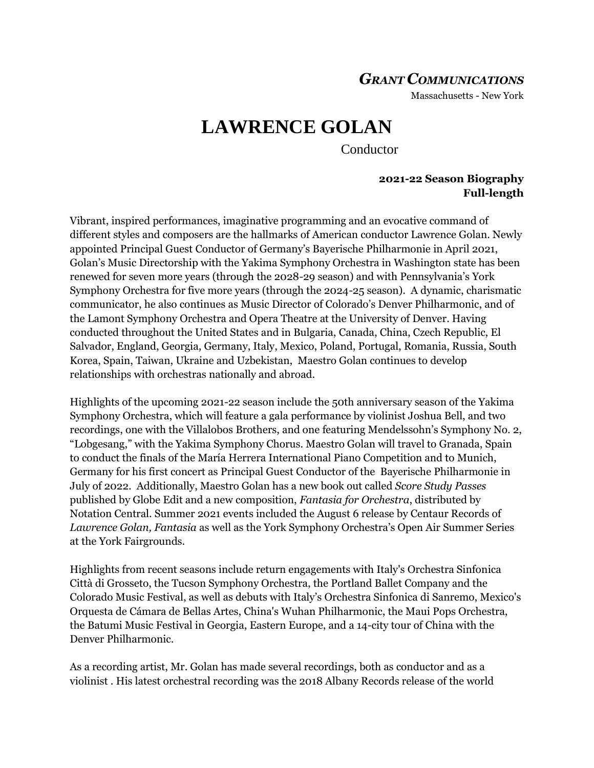***GRANT COMMUNICATIONS***

Massachusetts - New York

# LAWRENCE GOLAN

Conductor

**2021-22 Season Biography**
**Full-length**

Vibrant, inspired performances, imaginative programming and an evocative command of different styles and composers are the hallmarks of American conductor Lawrence Golan. Newly appointed Principal Guest Conductor of Germany's Bayerische Philharmonie in April 2021, Golan's Music Directorship with the Yakima Symphony Orchestra in Washington state has been renewed for seven more years (through the 2028-29 season) and with Pennsylvania's York Symphony Orchestra for five more years (through the 2024-25 season). A dynamic, charismatic communicator, he also continues as Music Director of Colorado's Denver Philharmonic, and of the Lamont Symphony Orchestra and Opera Theatre at the University of Denver. Having conducted throughout the United States and in Bulgaria, Canada, China, Czech Republic, El Salvador, England, Georgia, Germany, Italy, Mexico, Poland, Portugal, Romania, Russia, South Korea, Spain, Taiwan, Ukraine and Uzbekistan, Maestro Golan continues to develop relationships with orchestras nationally and abroad.

Highlights of the upcoming 2021-22 season include the 50th anniversary season of the Yakima Symphony Orchestra, which will feature a gala performance by violinist Joshua Bell, and two recordings, one with the Villalobos Brothers, and one featuring Mendelssohn's Symphony No. 2, "Lobgesang," with the Yakima Symphony Chorus. Maestro Golan will travel to Granada, Spain to conduct the finals of the María Herrera International Piano Competition and to Munich, Germany for his first concert as Principal Guest Conductor of the Bayerische Philharmonie in July of 2022. Additionally, Maestro Golan has a new book out called *Score Study Passes* published by Globe Edit and a new composition, *Fantasia for Orchestra*, distributed by Notation Central. Summer 2021 events included the August 6 release by Centaur Records of *Lawrence Golan, Fantasia* as well as the York Symphony Orchestra's Open Air Summer Series at the York Fairgrounds.

Highlights from recent seasons include return engagements with Italy's Orchestra Sinfonica Città di Grosseto, the Tucson Symphony Orchestra, the Portland Ballet Company and the Colorado Music Festival, as well as debuts with Italy's Orchestra Sinfonica di Sanremo, Mexico's Orquesta de Cámara de Bellas Artes, China's Wuhan Philharmonic, the Maui Pops Orchestra, the Batumi Music Festival in Georgia, Eastern Europe, and a 14-city tour of China with the Denver Philharmonic.

As a recording artist, Mr. Golan has made several recordings, both as conductor and as a violinist . His latest orchestral recording was the 2018 Albany Records release of the world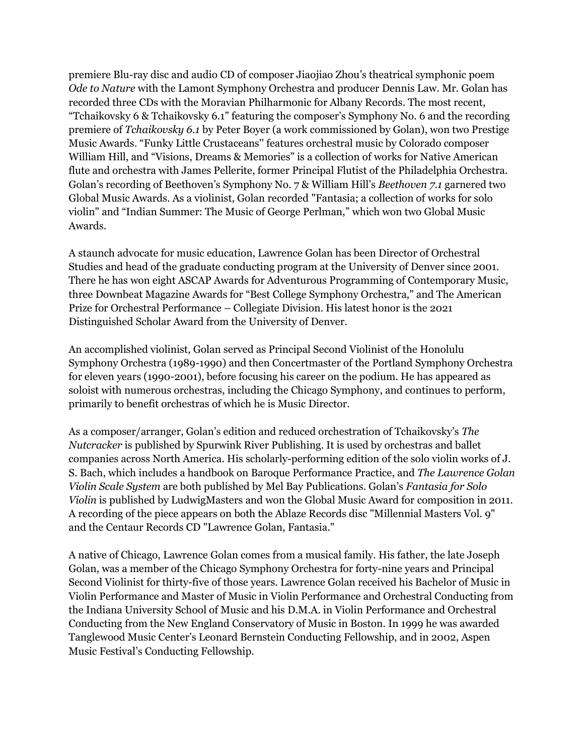premiere Blu-ray disc and audio CD of composer Jiaojiao Zhou's theatrical symphonic poem *Ode to Nature* with the Lamont Symphony Orchestra and producer Dennis Law. Mr. Golan has recorded three CDs with the Moravian Philharmonic for Albany Records. The most recent, "Tchaikovsky 6 & Tchaikovsky 6.1" featuring the composer's Symphony No. 6 and the recording premiere of *Tchaikovsky 6.1* by Peter Boyer (a work commissioned by Golan), won two Prestige Music Awards. "Funky Little Crustaceans" features orchestral music by Colorado composer William Hill, and "Visions, Dreams & Memories" is a collection of works for Native American flute and orchestra with James Pellerite, former Principal Flutist of the Philadelphia Orchestra. Golan's recording of Beethoven's Symphony No. 7 & William Hill's *Beethoven 7.1* garnered two Global Music Awards. As a violinist, Golan recorded "Fantasia; a collection of works for solo violin" and "Indian Summer: The Music of George Perlman," which won two Global Music Awards.

A staunch advocate for music education, Lawrence Golan has been Director of Orchestral Studies and head of the graduate conducting program at the University of Denver since 2001. There he has won eight ASCAP Awards for Adventurous Programming of Contemporary Music, three Downbeat Magazine Awards for "Best College Symphony Orchestra," and The American Prize for Orchestral Performance – Collegiate Division. His latest honor is the 2021 Distinguished Scholar Award from the University of Denver.

An accomplished violinist, Golan served as Principal Second Violinist of the Honolulu Symphony Orchestra (1989-1990) and then Concertmaster of the Portland Symphony Orchestra for eleven years (1990-2001), before focusing his career on the podium. He has appeared as soloist with numerous orchestras, including the Chicago Symphony, and continues to perform, primarily to benefit orchestras of which he is Music Director.

As a composer/arranger, Golan's edition and reduced orchestration of Tchaikovsky's *The Nutcracker* is published by Spurwink River Publishing. It is used by orchestras and ballet companies across North America. His scholarly-performing edition of the solo violin works of J. S. Bach, which includes a handbook on Baroque Performance Practice, and *The Lawrence Golan Violin Scale System* are both published by Mel Bay Publications. Golan's *Fantasia for Solo Violin* is published by LudwigMasters and won the Global Music Award for composition in 2011. A recording of the piece appears on both the Ablaze Records disc "Millennial Masters Vol. 9" and the Centaur Records CD "Lawrence Golan, Fantasia."

A native of Chicago, Lawrence Golan comes from a musical family. His father, the late Joseph Golan, was a member of the Chicago Symphony Orchestra for forty-nine years and Principal Second Violinist for thirty-five of those years. Lawrence Golan received his Bachelor of Music in Violin Performance and Master of Music in Violin Performance and Orchestral Conducting from the Indiana University School of Music and his D.M.A. in Violin Performance and Orchestral Conducting from the New England Conservatory of Music in Boston. In 1999 he was awarded Tanglewood Music Center's Leonard Bernstein Conducting Fellowship, and in 2002, Aspen Music Festival's Conducting Fellowship.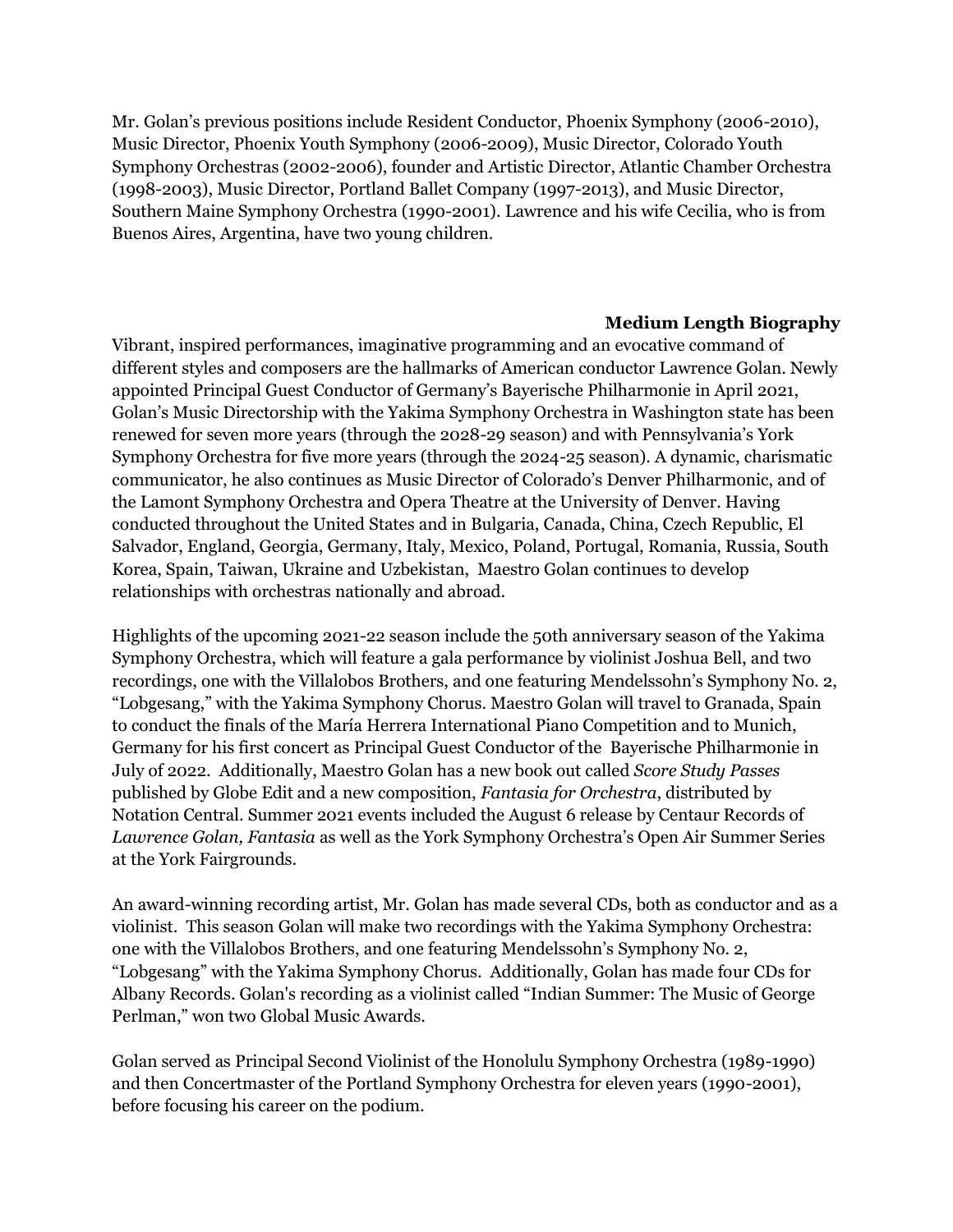Mr. Golan's previous positions include Resident Conductor, Phoenix Symphony (2006-2010), Music Director, Phoenix Youth Symphony (2006-2009), Music Director, Colorado Youth Symphony Orchestras (2002-2006), founder and Artistic Director, Atlantic Chamber Orchestra (1998-2003), Music Director, Portland Ballet Company (1997-2013), and Music Director, Southern Maine Symphony Orchestra (1990-2001). Lawrence and his wife Cecilia, who is from Buenos Aires, Argentina, have two young children.

## Medium Length Biography

Vibrant, inspired performances, imaginative programming and an evocative command of different styles and composers are the hallmarks of American conductor Lawrence Golan. Newly appointed Principal Guest Conductor of Germany's Bayerische Philharmonie in April 2021, Golan's Music Directorship with the Yakima Symphony Orchestra in Washington state has been renewed for seven more years (through the 2028-29 season) and with Pennsylvania's York Symphony Orchestra for five more years (through the 2024-25 season). A dynamic, charismatic communicator, he also continues as Music Director of Colorado's Denver Philharmonic, and of the Lamont Symphony Orchestra and Opera Theatre at the University of Denver. Having conducted throughout the United States and in Bulgaria, Canada, China, Czech Republic, El Salvador, England, Georgia, Germany, Italy, Mexico, Poland, Portugal, Romania, Russia, South Korea, Spain, Taiwan, Ukraine and Uzbekistan, Maestro Golan continues to develop relationships with orchestras nationally and abroad.

Highlights of the upcoming 2021-22 season include the 50th anniversary season of the Yakima Symphony Orchestra, which will feature a gala performance by violinist Joshua Bell, and two recordings, one with the Villalobos Brothers, and one featuring Mendelssohn's Symphony No. 2, "Lobgesang," with the Yakima Symphony Chorus. Maestro Golan will travel to Granada, Spain to conduct the finals of the María Herrera International Piano Competition and to Munich, Germany for his first concert as Principal Guest Conductor of the Bayerische Philharmonie in July of 2022. Additionally, Maestro Golan has a new book out called *Score Study Passes* published by Globe Edit and a new composition, *Fantasia for Orchestra*, distributed by Notation Central. Summer 2021 events included the August 6 release by Centaur Records of *Lawrence Golan, Fantasia* as well as the York Symphony Orchestra's Open Air Summer Series at the York Fairgrounds.

An award-winning recording artist, Mr. Golan has made several CDs, both as conductor and as a violinist. This season Golan will make two recordings with the Yakima Symphony Orchestra: one with the Villalobos Brothers, and one featuring Mendelssohn's Symphony No. 2, "Lobgesang" with the Yakima Symphony Chorus. Additionally, Golan has made four CDs for Albany Records. Golan's recording as a violinist called "Indian Summer: The Music of George Perlman," won two Global Music Awards.

Golan served as Principal Second Violinist of the Honolulu Symphony Orchestra (1989-1990) and then Concertmaster of the Portland Symphony Orchestra for eleven years (1990-2001), before focusing his career on the podium.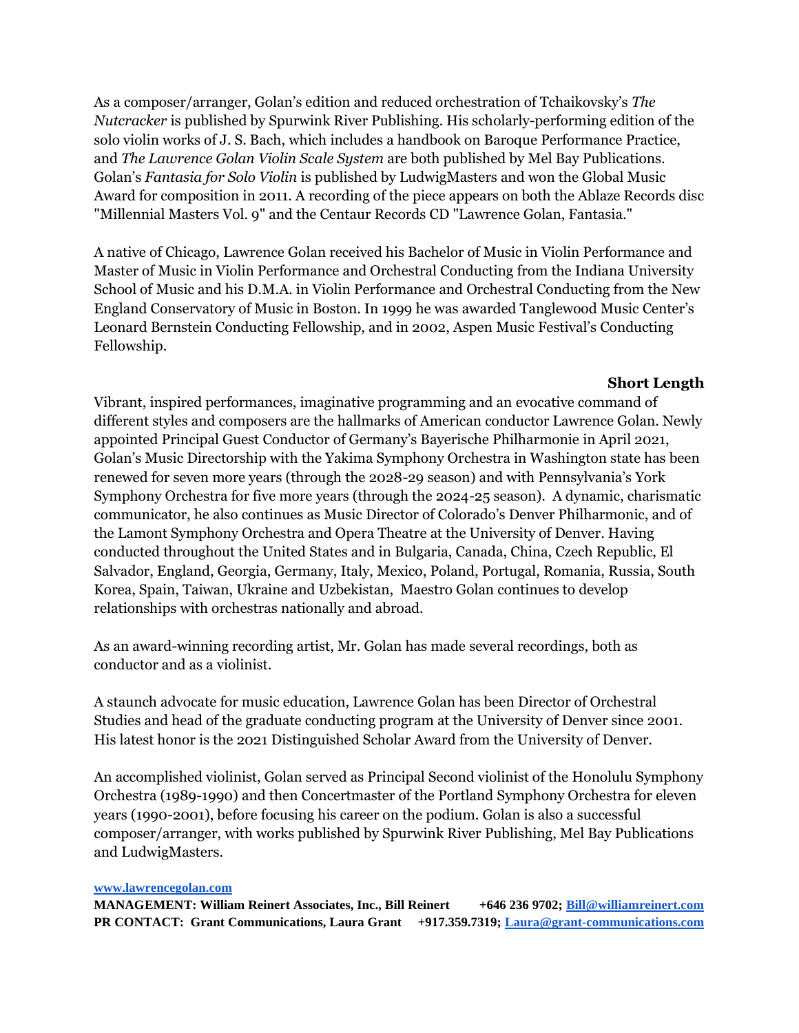As a composer/arranger, Golan's edition and reduced orchestration of Tchaikovsky's *The Nutcracker* is published by Spurwink River Publishing. His scholarly-performing edition of the solo violin works of J. S. Bach, which includes a handbook on Baroque Performance Practice, and *The Lawrence Golan Violin Scale System* are both published by Mel Bay Publications. Golan's *Fantasia for Solo Violin* is published by LudwigMasters and won the Global Music Award for composition in 2011. A recording of the piece appears on both the Ablaze Records disc "Millennial Masters Vol. 9" and the Centaur Records CD "Lawrence Golan, Fantasia."

A native of Chicago, Lawrence Golan received his Bachelor of Music in Violin Performance and Master of Music in Violin Performance and Orchestral Conducting from the Indiana University School of Music and his D.M.A. in Violin Performance and Orchestral Conducting from the New England Conservatory of Music in Boston. In 1999 he was awarded Tanglewood Music Center's Leonard Bernstein Conducting Fellowship, and in 2002, Aspen Music Festival's Conducting Fellowship.

**Short Length**

Vibrant, inspired performances, imaginative programming and an evocative command of different styles and composers are the hallmarks of American conductor Lawrence Golan. Newly appointed Principal Guest Conductor of Germany's Bayerische Philharmonie in April 2021, Golan's Music Directorship with the Yakima Symphony Orchestra in Washington state has been renewed for seven more years (through the 2028-29 season) and with Pennsylvania's York Symphony Orchestra for five more years (through the 2024-25 season). A dynamic, charismatic communicator, he also continues as Music Director of Colorado's Denver Philharmonic, and of the Lamont Symphony Orchestra and Opera Theatre at the University of Denver. Having conducted throughout the United States and in Bulgaria, Canada, China, Czech Republic, El Salvador, England, Georgia, Germany, Italy, Mexico, Poland, Portugal, Romania, Russia, South Korea, Spain, Taiwan, Ukraine and Uzbekistan, Maestro Golan continues to develop relationships with orchestras nationally and abroad.

As an award-winning recording artist, Mr. Golan has made several recordings, both as conductor and as a violinist.

A staunch advocate for music education, Lawrence Golan has been Director of Orchestral Studies and head of the graduate conducting program at the University of Denver since 2001. His latest honor is the 2021 Distinguished Scholar Award from the University of Denver.

An accomplished violinist, Golan served as Principal Second violinist of the Honolulu Symphony Orchestra (1989-1990) and then Concertmaster of the Portland Symphony Orchestra for eleven years (1990-2001), before focusing his career on the podium. Golan is also a successful composer/arranger, with works published by Spurwink River Publishing, Mel Bay Publications and LudwigMasters.

**www.lawrencegolan.com**

**MANAGEMENT: William Reinert Associates, Inc., Bill Reinert +646 236 9702; Bill@williamreinert.com**

**PR CONTACT: Grant Communications, Laura Grant +917.359.7319; Laura@grant-communications.com**